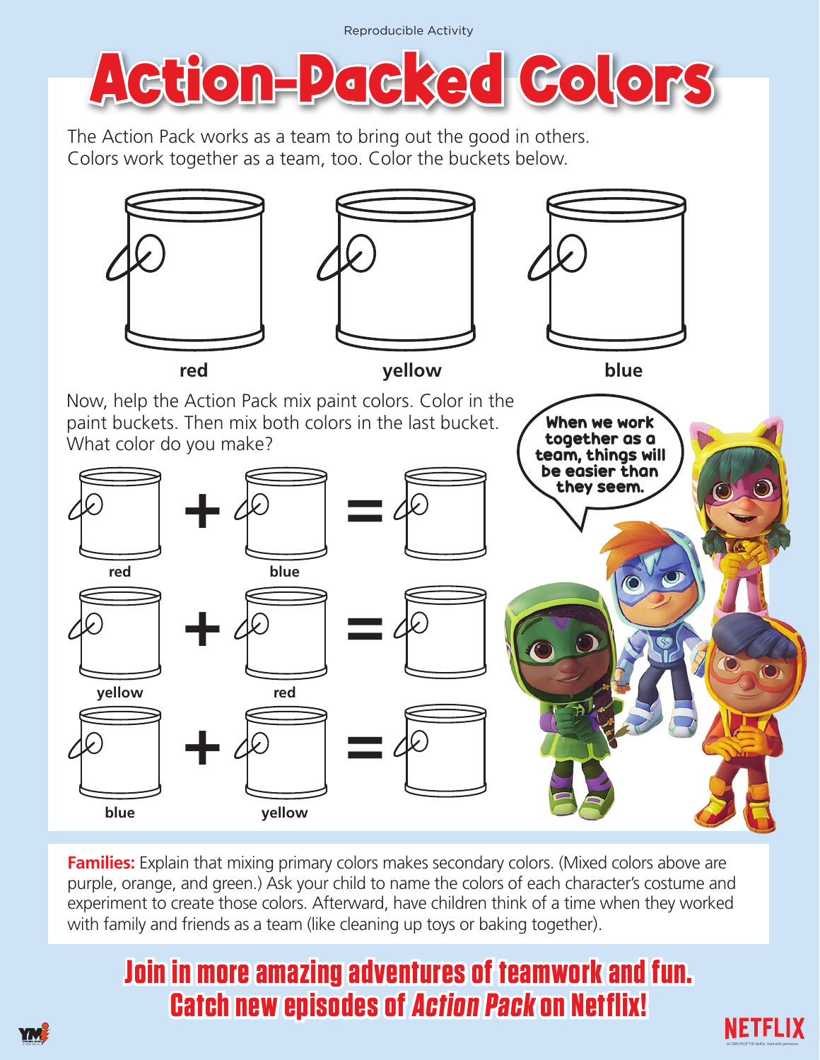Reproducible Activity

# Action-Packed Colors

The Action Pack works as a team to bring out the good in others. Colors work together as a team, too. Color the buckets below.

**red** **yellow** **blue**

Now, help the Action Pack mix paint colors. Color in the paint buckets. Then mix both colors in the last bucket. What color do you make?

**red** + **blue** =

**yellow** + **red** =

**blue** + **yellow** =

When we work together as a team, things will be easier than they seem.

**Families:** Explain that mixing primary colors makes secondary colors. (Mixed colors above are purple, orange, and green.) Ask your child to name the colors of each character's costume and experiment to create those colors. Afterward, have children think of a time when they worked with family and friends as a team (like cleaning up toys or baking together).

**Join in more amazing adventures of teamwork and fun.**
**Catch new episodes of *Action Pack* on Netflix!**

NETFLIX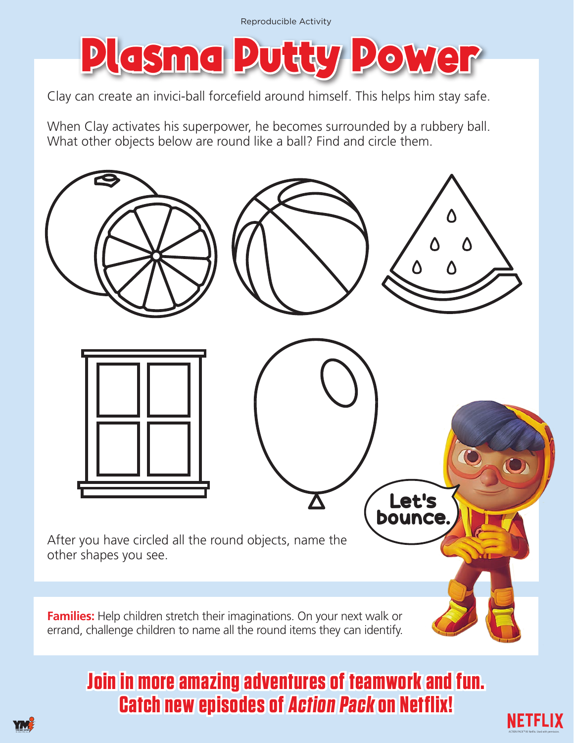Reproducible Activity

# Plasma Putty Power

Clay can create an invici-ball forcefield around himself. This helps him stay safe.

When Clay activates his superpower, he becomes surrounded by a rubbery ball. What other objects below are round like a ball? Find and circle them.

Let's bounce.

After you have circled all the round objects, name the other shapes you see.

**Families:** Help children stretch their imaginations. On your next walk or errand, challenge children to name all the round items they can identify.

## Join in more amazing adventures of teamwork and fun. Catch new episodes of *Action Pack* on Netflix!

NETFLIX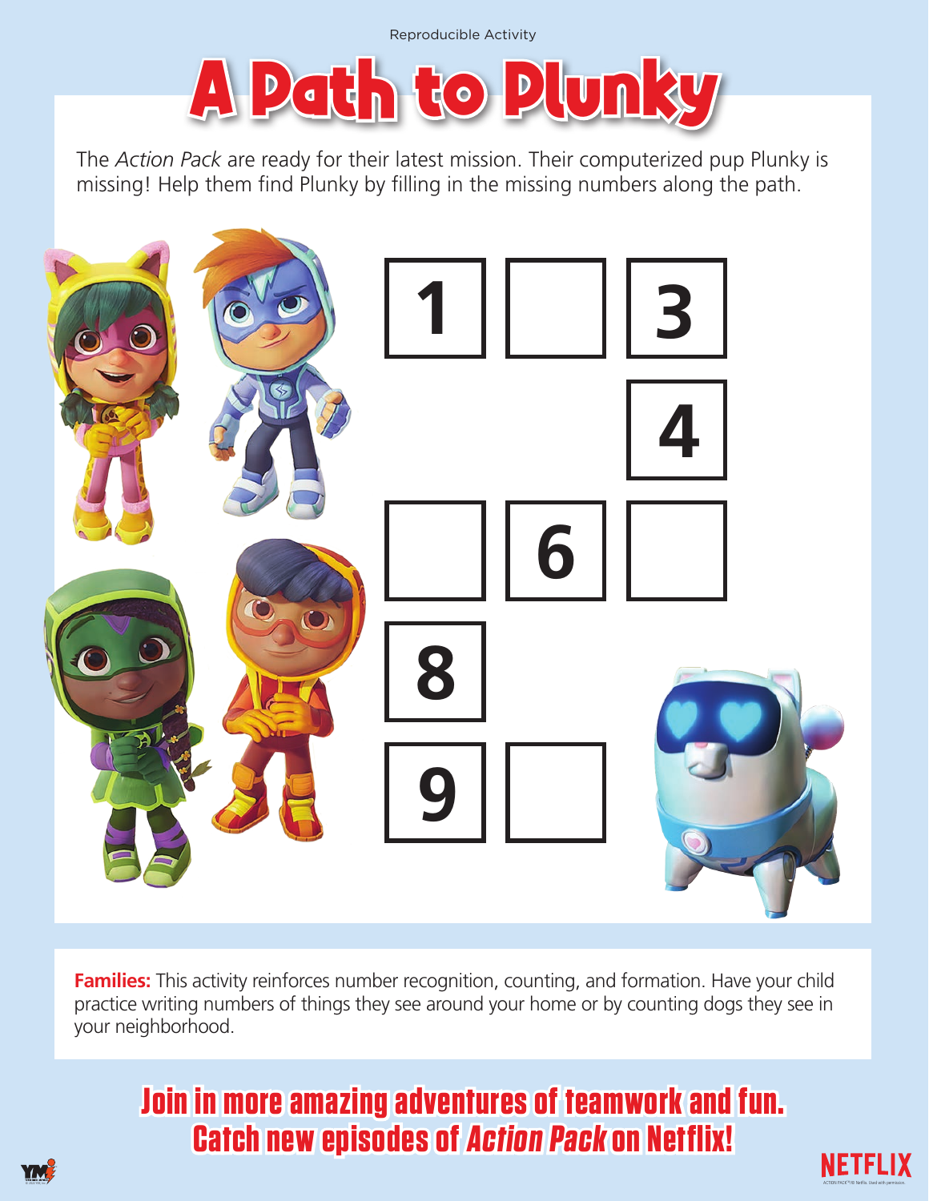Reproducible Activity

# A Path to Plunky

The *Action Pack* are ready for their latest mission. Their computerized pup Plunky is missing! Help them find Plunky by filling in the missing numbers along the path.

| 1 | | 3 |
|---|---|---|
| | | 4 |
| | 6 | |
| 8 | | |
| 9 | | |

**Families:** This activity reinforces number recognition, counting, and formation. Have your child practice writing numbers of things they see around your home or by counting dogs they see in your neighborhood.

**Join in more amazing adventures of teamwork and fun. Catch new episodes of *Action Pack* on Netflix!**

NETFLIX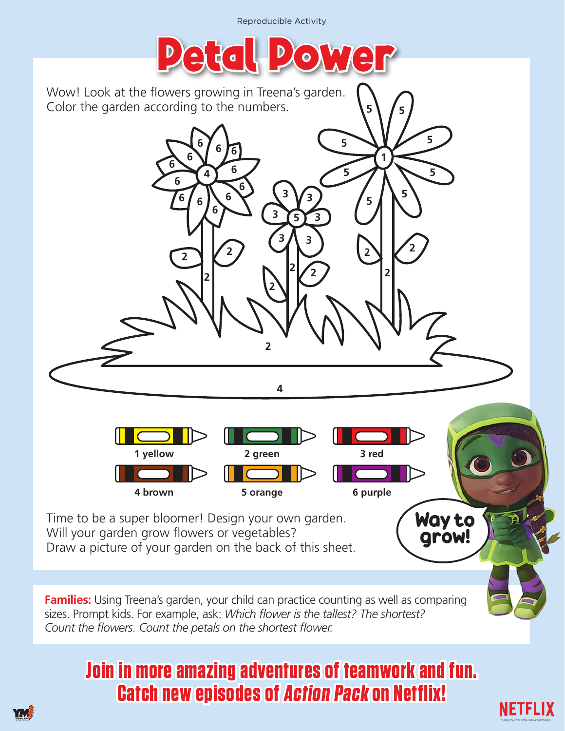Reproducible Activity

# Petal Power

Wow! Look at the flowers growing in Treena's garden. Color the garden according to the numbers.

1 yellow
2 green
3 red
4 brown
5 orange
6 purple

Time to be a super bloomer! Design your own garden. Will your garden grow flowers or vegetables? Draw a picture of your garden on the back of this sheet.

Way to grow!

**Families:** Using Treena's garden, your child can practice counting as well as comparing sizes. Prompt kids. For example, ask: *Which flower is the tallest? The shortest? Count the flowers. Count the petals on the shortest flower.*

**Join in more amazing adventures of teamwork and fun. Catch new episodes of *Action Pack* on Netflix!**

NETFLIX